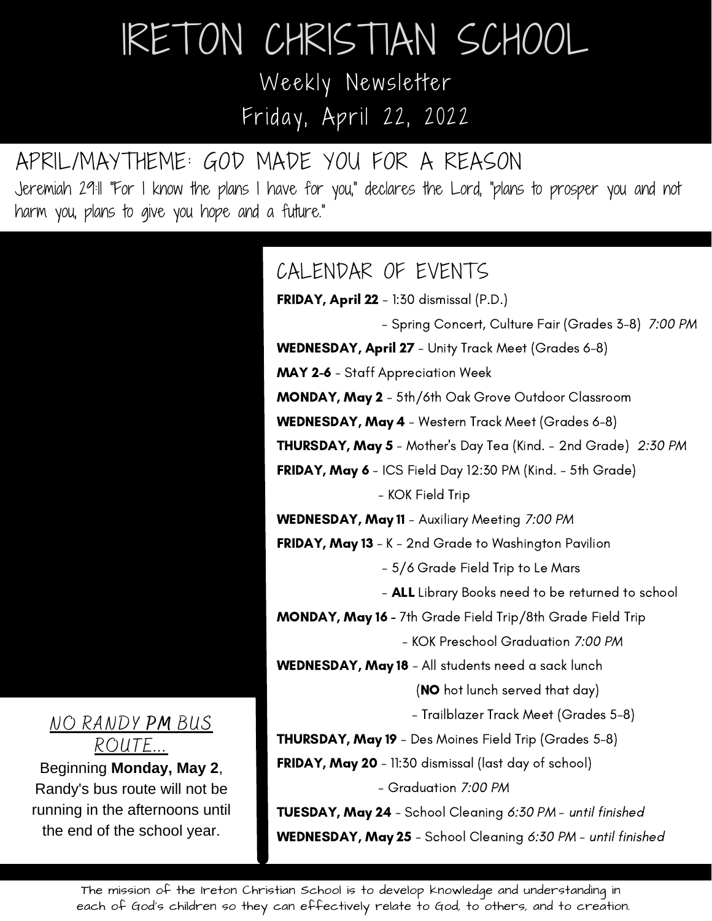# IRETON CHRISTIAN SCHOOL

## Weekly Newsletter

## Friday, April 22, 2022

## APRIL/MAYTHEME: GOD MADE YOU FOR A REASON

Jeremiah 29:11 "For I know the plans I have for you," declares the Lord, "plans to prosper you and not harm you, plans to give you hope and a future."

## CALENDAR OF EVENTS

**FRIDAY, April 22** - 1:30 dismissal (P.D.)
- Spring Concert, Culture Fair (Grades 3-8) *7:00 PM*

**WEDNESDAY, April 27** - Unity Track Meet (Grades 6-8)

**MAY 2-6** - Staff Appreciation Week

**MONDAY, May 2** - 5th/6th Oak Grove Outdoor Classroom

**WEDNESDAY, May 4** - Western Track Meet (Grades 6-8)

**THURSDAY, May 5** - Mother's Day Tea (Kind. - 2nd Grade) *2:30 PM*

**FRIDAY, May 6** - ICS Field Day 12:30 PM (Kind. - 5th Grade)
- KOK Field Trip

**WEDNESDAY, May 11** - Auxiliary Meeting *7:00 PM*

**FRIDAY, May 13** - K - 2nd Grade to Washington Pavilion
- 5/6 Grade Field Trip to Le Mars
- **ALL** Library Books need to be returned to school

**MONDAY, May 16** - 7th Grade Field Trip/8th Grade Field Trip
- KOK Preschool Graduation *7:00 PM*

**WEDNESDAY, May 18** - All students need a sack lunch (**NO** hot lunch served that day)
- Trailblazer Track Meet (Grades 5-8)

**THURSDAY, May 19** - Des Moines Field Trip (Grades 5-8)

**FRIDAY, May 20** - 11:30 dismissal (last day of school)
- Graduation *7:00 PM*

**TUESDAY, May 24** - School Cleaning *6:30 PM - until finished*

**WEDNESDAY, May 25** - School Cleaning *6:30 PM - until finished*

### NO RANDY PM BUS ROUTE...

Beginning **Monday, May 2**, Randy's bus route will not be running in the afternoons until the end of the school year.

The mission of the Ireton Christian School is to develop knowledge and understanding in each of God's children so they can effectively relate to God, to others, and to creation.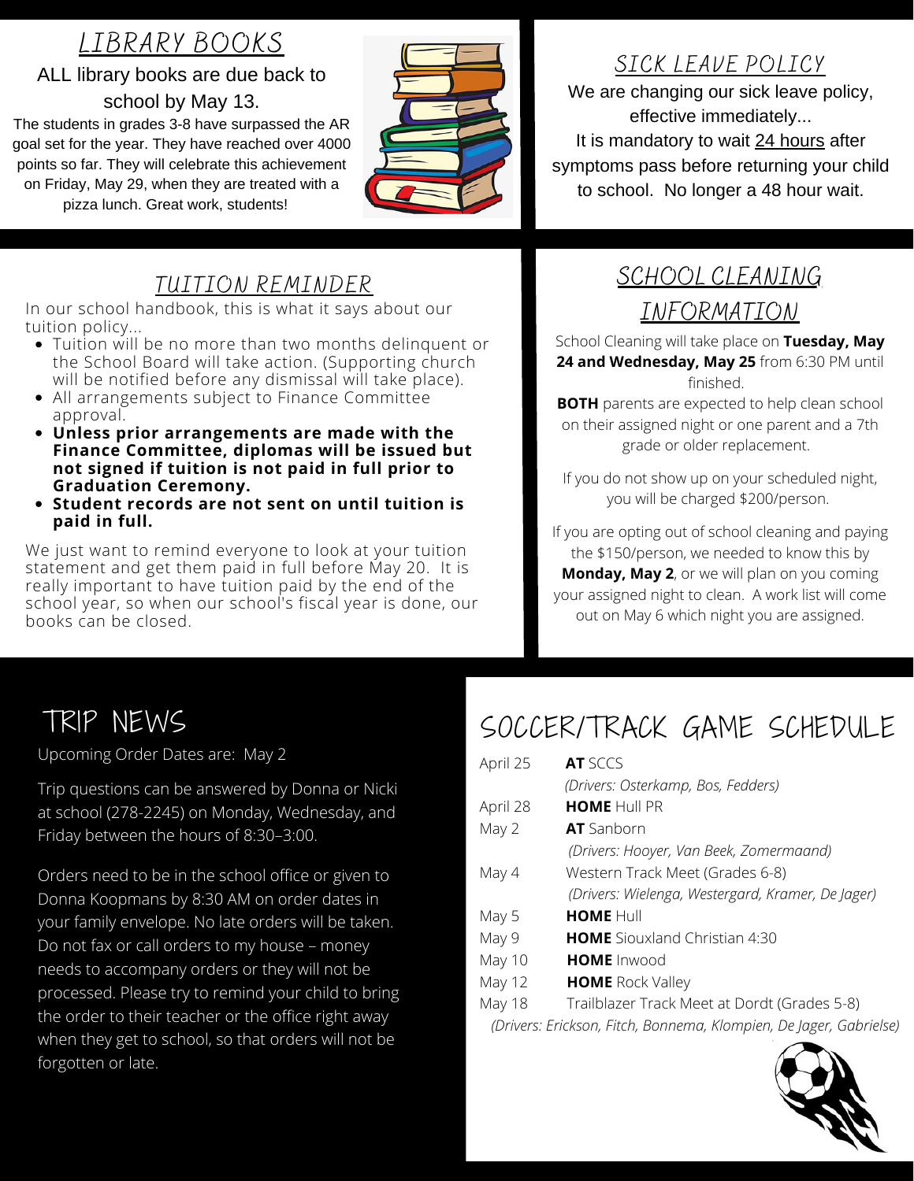## LIBRARY BOOKS

ALL library books are due back to school by May 13.

The students in grades 3-8 have surpassed the AR goal set for the year. They have reached over 4000 points so far. They will celebrate this achievement on Friday, May 29, when they are treated with a pizza lunch. Great work, students!

## SICK LEAVE POLICY

We are changing our sick leave policy, effective immediately...

It is mandatory to wait 24 hours after symptoms pass before returning your child to school. No longer a 48 hour wait.

## TUITION REMINDER

In our school handbook, this is what it says about our tuition policy...

- Tuition will be no more than two months delinquent or the School Board will take action. (Supporting church will be notified before any dismissal will take place).
- All arrangements subject to Finance Committee approval.
- **Unless prior arrangements are made with the Finance Committee, diplomas will be issued but not signed if tuition is not paid in full prior to Graduation Ceremony.**
- **Student records are not sent on until tuition is paid in full.**

We just want to remind everyone to look at your tuition statement and get them paid in full before May 20. It is really important to have tuition paid by the end of the school year, so when our school's fiscal year is done, our books can be closed.

## SCHOOL CLEANING INFORMATION

School Cleaning will take place on **Tuesday, May 24 and Wednesday, May 25** from 6:30 PM until finished.

**BOTH** parents are expected to help clean school on their assigned night or one parent and a 7th grade or older replacement.

If you do not show up on your scheduled night, you will be charged $200/person.

If you are opting out of school cleaning and paying the $150/person, we needed to know this by **Monday, May 2**, or we will plan on you coming your assigned night to clean. A work list will come out on May 6 which night you are assigned.

## TRIP NEWS

Upcoming Order Dates are: May 2

Trip questions can be answered by Donna or Nicki at school (278-2245) on Monday, Wednesday, and Friday between the hours of 8:30–3:00.

Orders need to be in the school office or given to Donna Koopmans by 8:30 AM on order dates in your family envelope. No late orders will be taken. Do not fax or call orders to my house – money needs to accompany orders or they will not be processed. Please try to remind your child to bring the order to their teacher or the office right away when they get to school, so that orders will not be forgotten or late.

## SOCCER/TRACK GAME SCHEDULE

| | |
|---|---|
| April 25 | **AT** SCCS<br>*(Drivers: Osterkamp, Bos, Fedders)* |
| April 28 | **HOME** Hull PR |
| May 2 | **AT** Sanborn<br>*(Drivers: Hooyer, Van Beek, Zomermaand)* |
| May 4 | Western Track Meet (Grades 6-8)<br>*(Drivers: Wielenga, Westergard, Kramer, De Jager)* |
| May 5 | **HOME** Hull |
| May 9 | **HOME** Siouxland Christian 4:30 |
| May 10 | **HOME** Inwood |
| May 12 | **HOME** Rock Valley |
| May 18 | Trailblazer Track Meet at Dordt (Grades 5-8)<br>*(Drivers: Erickson, Fitch, Bonnema, Klompien, De Jager, Gabrielse)* |